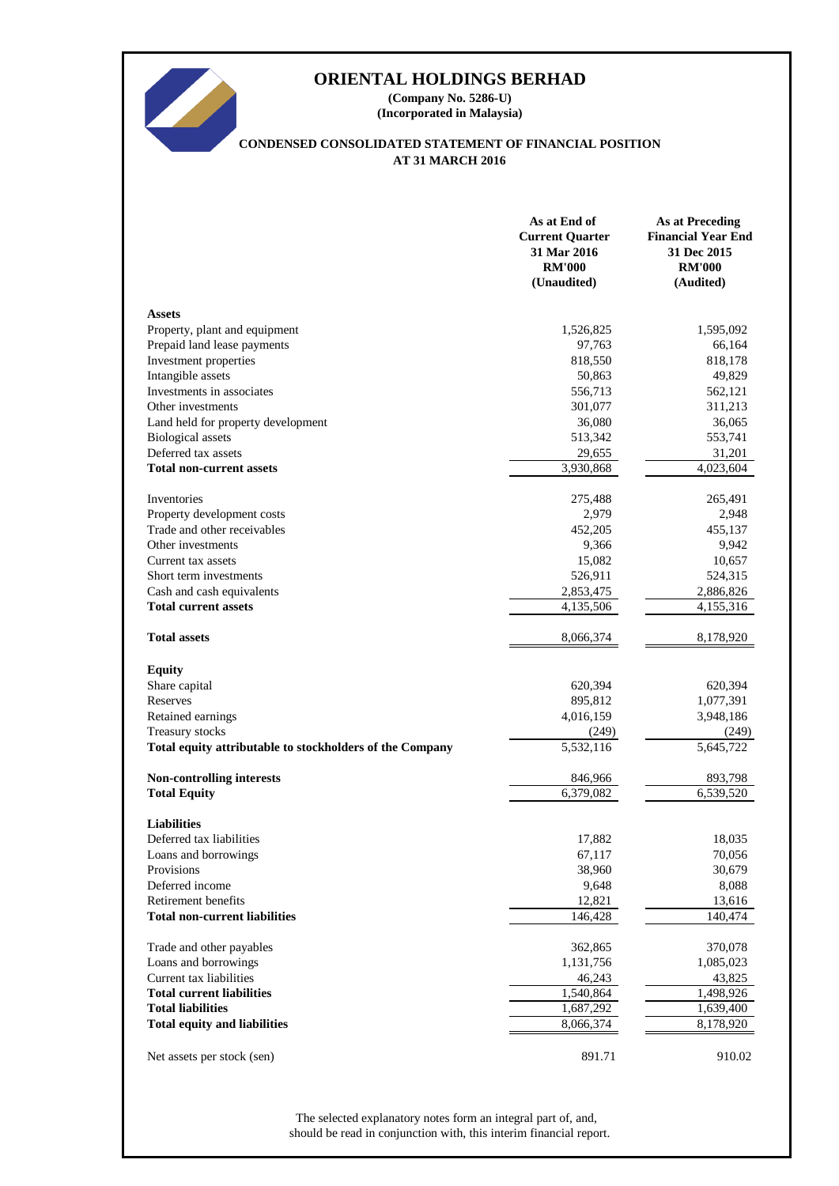# ORIENTAL HOLDINGS BERHAD

**(Company No. 5286-U)**
**(Incorporated in Malaysia)**

## CONDENSED CONSOLIDATED STATEMENT OF FINANCIAL POSITION AT 31 MARCH 2016

| | As at End of Current Quarter 31 Mar 2016 RM'000 (Unaudited) | As at Preceding Financial Year End 31 Dec 2015 RM'000 (Audited) |
|---|---|---|
| **Assets** | | |
| Property, plant and equipment | 1,526,825 | 1,595,092 |
| Prepaid land lease payments | 97,763 | 66,164 |
| Investment properties | 818,550 | 818,178 |
| Intangible assets | 50,863 | 49,829 |
| Investments in associates | 556,713 | 562,121 |
| Other investments | 301,077 | 311,213 |
| Land held for property development | 36,080 | 36,065 |
| Biological assets | 513,342 | 553,741 |
| Deferred tax assets | 29,655 | 31,201 |
| **Total non-current assets** | 3,930,868 | 4,023,604 |
| | | |
| Inventories | 275,488 | 265,491 |
| Property development costs | 2,979 | 2,948 |
| Trade and other receivables | 452,205 | 455,137 |
| Other investments | 9,366 | 9,942 |
| Current tax assets | 15,082 | 10,657 |
| Short term investments | 526,911 | 524,315 |
| Cash and cash equivalents | 2,853,475 | 2,886,826 |
| **Total current assets** | 4,135,506 | 4,155,316 |
| | | |
| **Total assets** | 8,066,374 | 8,178,920 |
| | | |
| **Equity** | | |
| Share capital | 620,394 | 620,394 |
| Reserves | 895,812 | 1,077,391 |
| Retained earnings | 4,016,159 | 3,948,186 |
| Treasury stocks | (249) | (249) |
| **Total equity attributable to stockholders of the Company** | 5,532,116 | 5,645,722 |
| | | |
| **Non-controlling interests** | 846,966 | 893,798 |
| **Total Equity** | 6,379,082 | 6,539,520 |
| | | |
| **Liabilities** | | |
| Deferred tax liabilities | 17,882 | 18,035 |
| Loans and borrowings | 67,117 | 70,056 |
| Provisions | 38,960 | 30,679 |
| Deferred income | 9,648 | 8,088 |
| Retirement benefits | 12,821 | 13,616 |
| **Total non-current liabilities** | 146,428 | 140,474 |
| | | |
| Trade and other payables | 362,865 | 370,078 |
| Loans and borrowings | 1,131,756 | 1,085,023 |
| Current tax liabilities | 46,243 | 43,825 |
| **Total current liabilities** | 1,540,864 | 1,498,926 |
| **Total liabilities** | 1,687,292 | 1,639,400 |
| **Total equity and liabilities** | 8,066,374 | 8,178,920 |
| | | |
| Net assets per stock (sen) | 891.71 | 910.02 |

The selected explanatory notes form an integral part of, and, should be read in conjunction with, this interim financial report.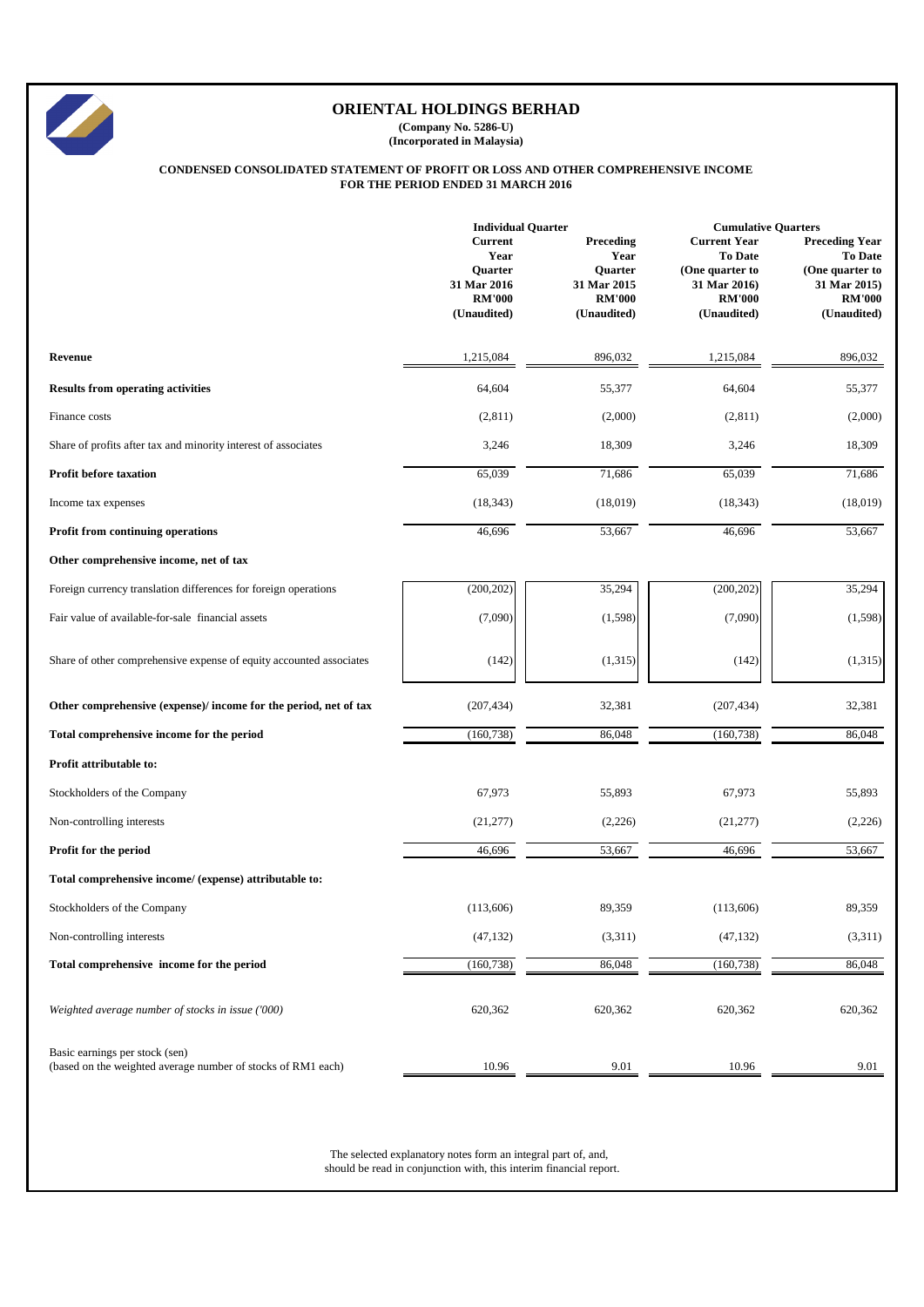# ORIENTAL HOLDINGS BERHAD

**(Company No. 5286-U)**
**(Incorporated in Malaysia)**

**CONDENSED CONSOLIDATED STATEMENT OF PROFIT OR LOSS AND OTHER COMPREHENSIVE INCOME FOR THE PERIOD ENDED 31 MARCH 2016**

| | Individual Quarter | | Cumulative Quarters | |
|---|---|---|---|---|
| | Current Year Quarter 31 Mar 2016 RM'000 (Unaudited) | Preceding Year Quarter 31 Mar 2015 RM'000 (Unaudited) | Current Year To Date (One quarter to 31 Mar 2016) RM'000 (Unaudited) | Preceding Year To Date (One quarter to 31 Mar 2015) RM'000 (Unaudited) |
| **Revenue** | 1,215,084 | 896,032 | 1,215,084 | 896,032 |
| **Results from operating activities** | 64,604 | 55,377 | 64,604 | 55,377 |
| Finance costs | (2,811) | (2,000) | (2,811) | (2,000) |
| Share of profits after tax and minority interest of associates | 3,246 | 18,309 | 3,246 | 18,309 |
| **Profit before taxation** | 65,039 | 71,686 | 65,039 | 71,686 |
| Income tax expenses | (18,343) | (18,019) | (18,343) | (18,019) |
| **Profit from continuing operations** | 46,696 | 53,667 | 46,696 | 53,667 |
| **Other comprehensive income, net of tax** | | | | |
| Foreign currency translation differences for foreign operations | (200,202) | 35,294 | (200,202) | 35,294 |
| Fair value of available-for-sale financial assets | (7,090) | (1,598) | (7,090) | (1,598) |
| Share of other comprehensive expense of equity accounted associates | (142) | (1,315) | (142) | (1,315) |
| **Other comprehensive (expense)/ income for the period, net of tax** | (207,434) | 32,381 | (207,434) | 32,381 |
| **Total comprehensive income for the period** | (160,738) | 86,048 | (160,738) | 86,048 |
| **Profit attributable to:** | | | | |
| Stockholders of the Company | 67,973 | 55,893 | 67,973 | 55,893 |
| Non-controlling interests | (21,277) | (2,226) | (21,277) | (2,226) |
| **Profit for the period** | 46,696 | 53,667 | 46,696 | 53,667 |
| **Total comprehensive income/ (expense) attributable to:** | | | | |
| Stockholders of the Company | (113,606) | 89,359 | (113,606) | 89,359 |
| Non-controlling interests | (47,132) | (3,311) | (47,132) | (3,311) |
| **Total comprehensive income for the period** | (160,738) | 86,048 | (160,738) | 86,048 |
| *Weighted average number of stocks in issue ('000)* | 620,362 | 620,362 | 620,362 | 620,362 |
| Basic earnings per stock (sen) (based on the weighted average number of stocks of RM1 each) | 10.96 | 9.01 | 10.96 | 9.01 |

The selected explanatory notes form an integral part of, and, should be read in conjunction with, this interim financial report.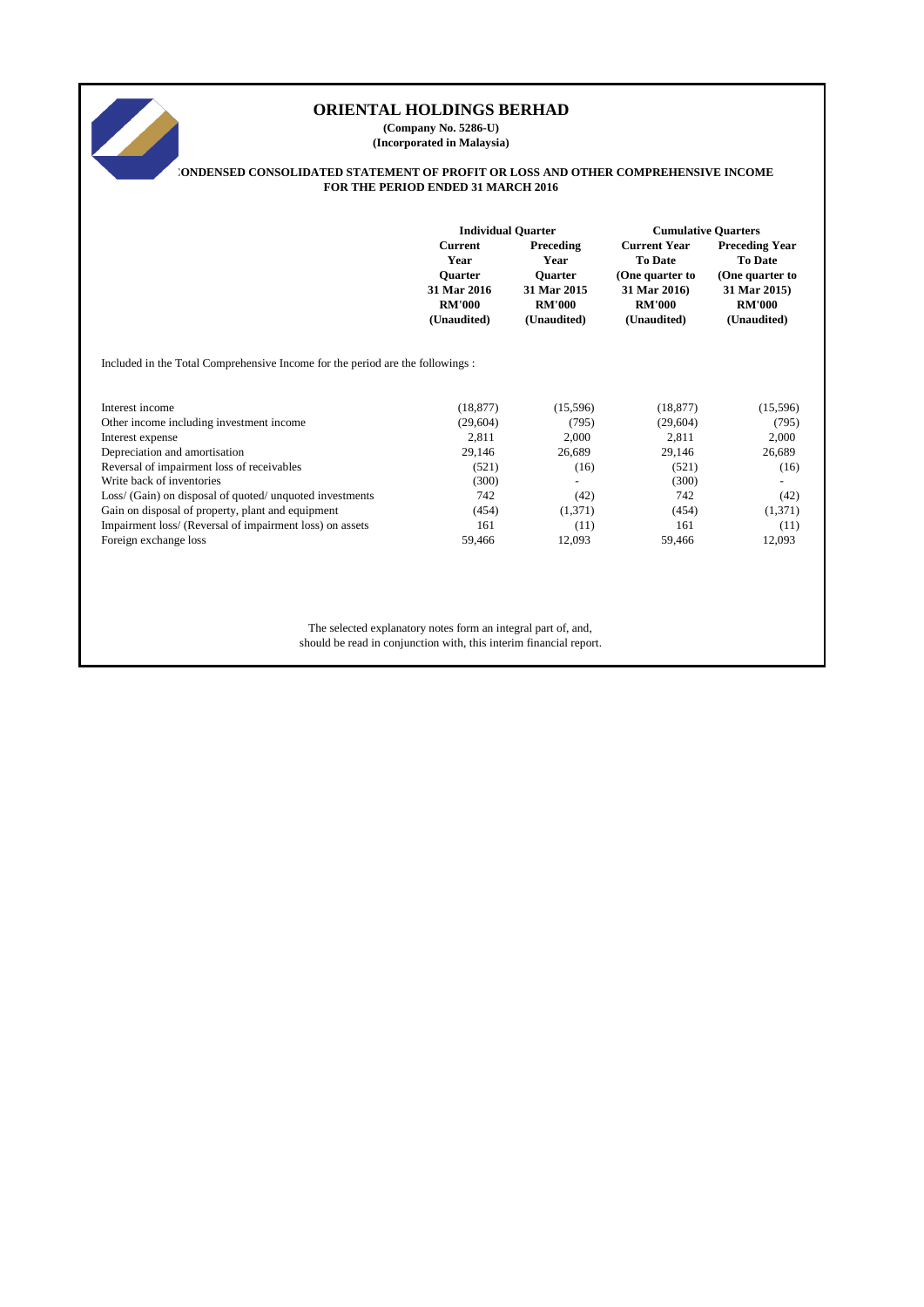# ORIENTAL HOLDINGS BERHAD

**(Company No. 5286-U)**
**(Incorporated in Malaysia)**

**CONDENSED CONSOLIDATED STATEMENT OF PROFIT OR LOSS AND OTHER COMPREHENSIVE INCOME FOR THE PERIOD ENDED 31 MARCH 2016**

| | Individual Quarter | | Cumulative Quarters | |
|---|---|---|---|---|
| | Current Year Quarter 31 Mar 2016 RM'000 (Unaudited) | Preceding Year Quarter 31 Mar 2015 RM'000 (Unaudited) | Current Year To Date (One quarter to 31 Mar 2016) RM'000 (Unaudited) | Preceding Year To Date (One quarter to 31 Mar 2015) RM'000 (Unaudited) |
| Included in the Total Comprehensive Income for the period are the followings : | | | | |
| Interest income | (18,877) | (15,596) | (18,877) | (15,596) |
| Other income including investment income | (29,604) | (795) | (29,604) | (795) |
| Interest expense | 2,811 | 2,000 | 2,811 | 2,000 |
| Depreciation and amortisation | 29,146 | 26,689 | 29,146 | 26,689 |
| Reversal of impairment loss of receivables | (521) | (16) | (521) | (16) |
| Write back of inventories | (300) | - | (300) | - |
| Loss/ (Gain) on disposal of quoted/ unquoted investments | 742 | (42) | 742 | (42) |
| Gain on disposal of property, plant and equipment | (454) | (1,371) | (454) | (1,371) |
| Impairment loss/ (Reversal of impairment loss) on assets | 161 | (11) | 161 | (11) |
| Foreign exchange loss | 59,466 | 12,093 | 59,466 | 12,093 |

The selected explanatory notes form an integral part of, and, should be read in conjunction with, this interim financial report.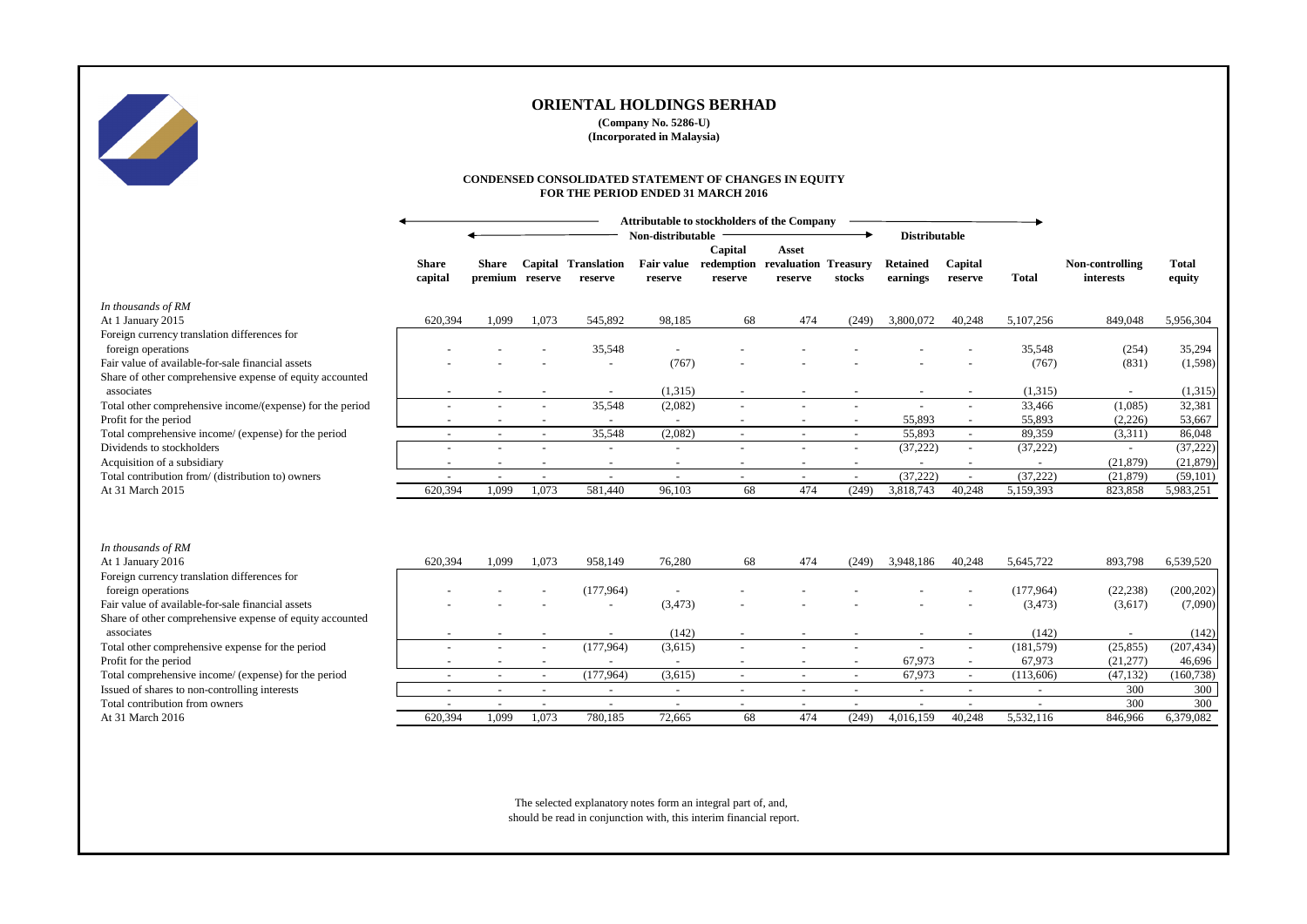# ORIENTAL HOLDINGS BERHAD

**(Company No. 5286-U)**
**(Incorporated in Malaysia)**

## CONDENSED CONSOLIDATED STATEMENT OF CHANGES IN EQUITY FOR THE PERIOD ENDED 31 MARCH 2016

| | Attributable to stockholders of the Company | | | | | | | | | | | | |
|---|---|---|---|---|---|---|---|---|---|---|---|---|---|
| | Non-distributable | | | | | | | | Distributable | | | | |
| | **Share capital** | **Share premium** | **Capital reserve** | **Translation reserve** | **Fair value reserve** | **Capital redemption reserve** | **Asset revaluation reserve** | **Treasury stocks** | **Retained earnings** | **Capital reserve** | **Total** | **Non-controlling interests** | **Total equity** |
| *In thousands of RM* | | | | | | | | | | | | | |
| At 1 January 2015 | 620,394 | 1,099 | 1,073 | 545,892 | 98,185 | 68 | 474 | (249) | 3,800,072 | 40,248 | 5,107,256 | 849,048 | 5,956,304 |
| Foreign currency translation differences for foreign operations | - | - | - | 35,548 | - | - | - | - | - | - | 35,548 | (254) | 35,294 |
| Fair value of available-for-sale financial assets | - | - | - | - | (767) | - | - | - | - | - | (767) | (831) | (1,598) |
| Share of other comprehensive expense of equity accounted associates | - | - | - | - | (1,315) | - | - | - | - | - | (1,315) | - | (1,315) |
| Total other comprehensive income/(expense) for the period | - | - | - | 35,548 | (2,082) | - | - | - | - | - | 33,466 | (1,085) | 32,381 |
| Profit for the period | - | - | - | - | - | - | - | - | 55,893 | - | 55,893 | (2,226) | 53,667 |
| Total comprehensive income/ (expense) for the period | - | - | - | 35,548 | (2,082) | - | - | - | 55,893 | - | 89,359 | (3,311) | 86,048 |
| Dividends to stockholders | - | - | - | - | - | - | - | - | (37,222) | - | (37,222) | - | (37,222) |
| Acquisition of a subsidiary | - | - | - | - | - | - | - | - | - | - | - | (21,879) | (21,879) |
| Total contribution from/ (distribution to) owners | - | - | - | - | - | - | - | - | (37,222) | - | (37,222) | (21,879) | (59,101) |
| At 31 March 2015 | 620,394 | 1,099 | 1,073 | 581,440 | 96,103 | 68 | 474 | (249) | 3,818,743 | 40,248 | 5,159,393 | 823,858 | 5,983,251 |
| | | | | | | | | | | | | | |
| *In thousands of RM* | | | | | | | | | | | | | |
| At 1 January 2016 | 620,394 | 1,099 | 1,073 | 958,149 | 76,280 | 68 | 474 | (249) | 3,948,186 | 40,248 | 5,645,722 | 893,798 | 6,539,520 |
| Foreign currency translation differences for foreign operations | - | - | - | (177,964) | - | - | - | - | - | - | (177,964) | (22,238) | (200,202) |
| Fair value of available-for-sale financial assets | - | - | - | - | (3,473) | - | - | - | - | - | (3,473) | (3,617) | (7,090) |
| Share of other comprehensive expense of equity accounted associates | - | - | - | - | (142) | - | - | - | - | - | (142) | - | (142) |
| Total other comprehensive expense for the period | - | - | - | (177,964) | (3,615) | - | - | - | - | - | (181,579) | (25,855) | (207,434) |
| Profit for the period | - | - | - | - | - | - | - | - | 67,973 | - | 67,973 | (21,277) | 46,696 |
| Total comprehensive income/ (expense) for the period | - | - | - | (177,964) | (3,615) | - | - | - | 67,973 | - | (113,606) | (47,132) | (160,738) |
| Issued of shares to non-controlling interests | - | - | - | - | - | - | - | - | - | - | - | 300 | 300 |
| Total contribution from owners | - | - | - | - | - | - | - | - | - | - | - | 300 | 300 |
| At 31 March 2016 | 620,394 | 1,099 | 1,073 | 780,185 | 72,665 | 68 | 474 | (249) | 4,016,159 | 40,248 | 5,532,116 | 846,966 | 6,379,082 |

The selected explanatory notes form an integral part of, and, should be read in conjunction with, this interim financial report.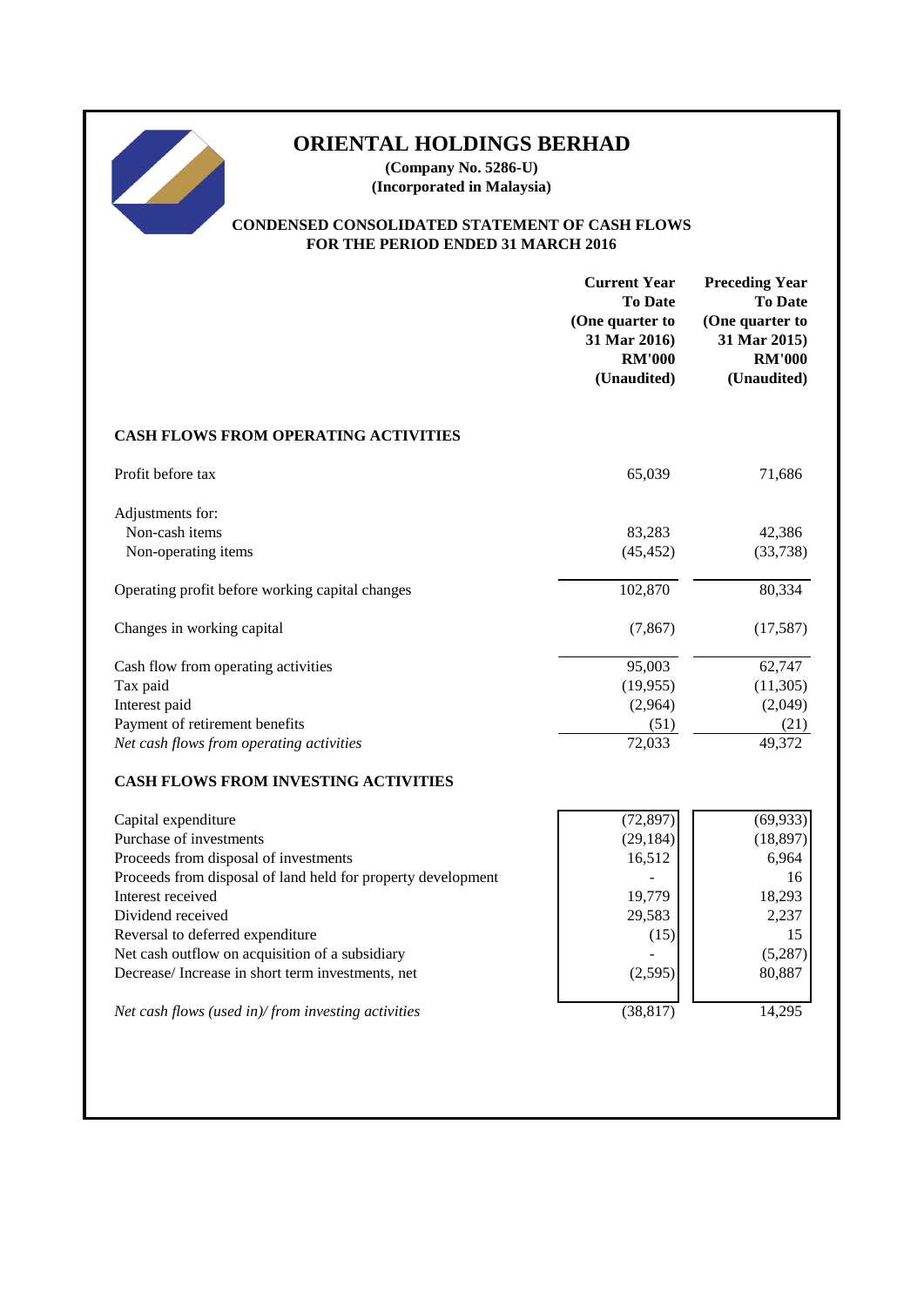# ORIENTAL HOLDINGS BERHAD

**(Company No. 5286-U)**
**(Incorporated in Malaysia)**

## CONDENSED CONSOLIDATED STATEMENT OF CASH FLOWS
## FOR THE PERIOD ENDED 31 MARCH 2016

| | Current Year To Date (One quarter to 31 Mar 2016) RM'000 (Unaudited) | Preceding Year To Date (One quarter to 31 Mar 2015) RM'000 (Unaudited) |
|---|---|---|
| **CASH FLOWS FROM OPERATING ACTIVITIES** | | |
| Profit before tax | 65,039 | 71,686 |
| Adjustments for: | | |
| Non-cash items | 83,283 | 42,386 |
| Non-operating items | (45,452) | (33,738) |
| Operating profit before working capital changes | 102,870 | 80,334 |
| Changes in working capital | (7,867) | (17,587) |
| Cash flow from operating activities | 95,003 | 62,747 |
| Tax paid | (19,955) | (11,305) |
| Interest paid | (2,964) | (2,049) |
| Payment of retirement benefits | (51) | (21) |
| *Net cash flows from operating activities* | 72,033 | 49,372 |
| **CASH FLOWS FROM INVESTING ACTIVITIES** | | |
| Capital expenditure | (72,897) | (69,933) |
| Purchase of investments | (29,184) | (18,897) |
| Proceeds from disposal of investments | 16,512 | 6,964 |
| Proceeds from disposal of land held for property development | - | 16 |
| Interest received | 19,779 | 18,293 |
| Dividend received | 29,583 | 2,237 |
| Reversal to deferred expenditure | (15) | 15 |
| Net cash outflow on acquisition of a subsidiary | - | (5,287) |
| Decrease/ Increase in short term investments, net | (2,595) | 80,887 |
| *Net cash flows (used in)/ from investing activities* | (38,817) | 14,295 |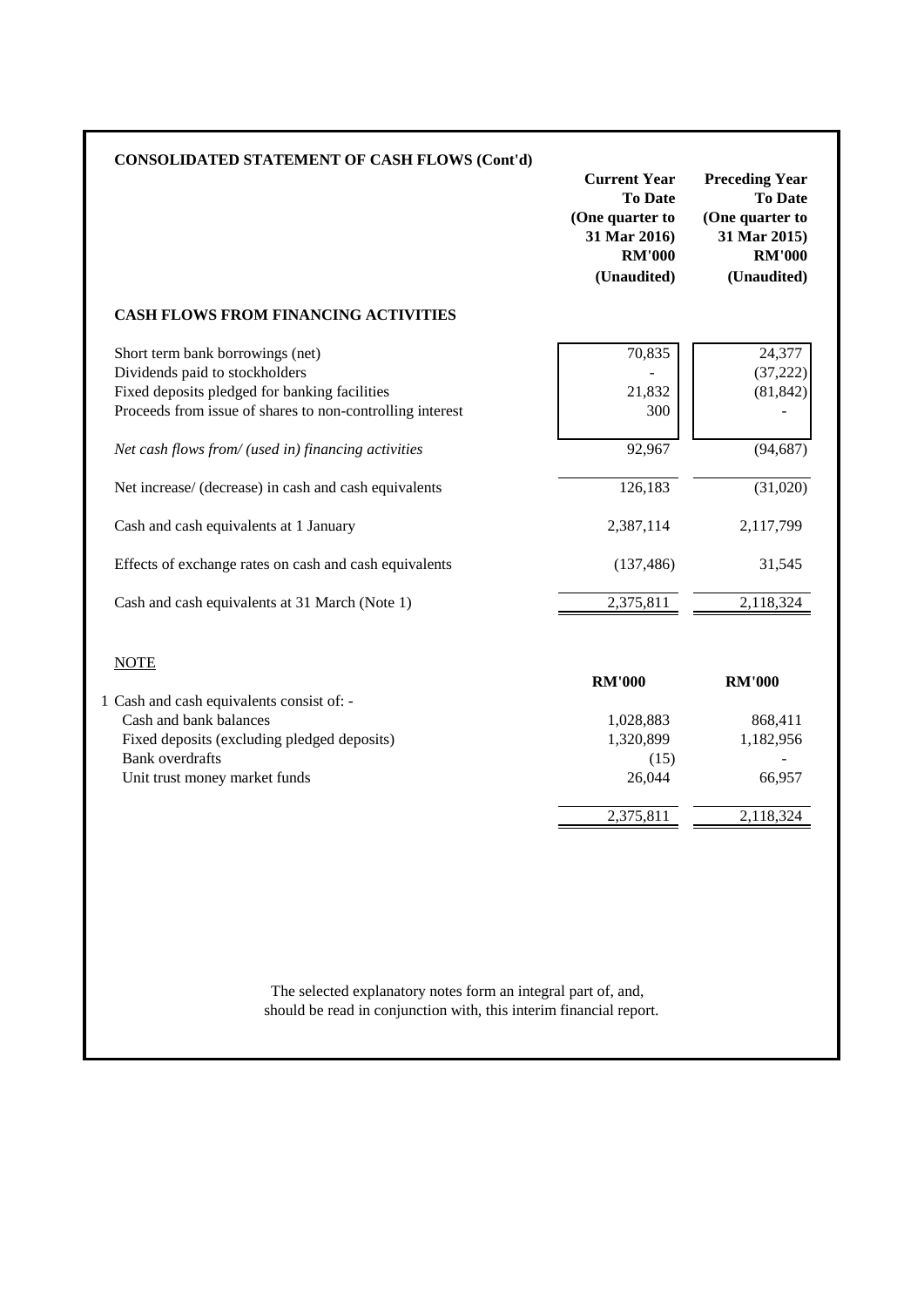**CONSOLIDATED STATEMENT OF CASH FLOWS (Cont'd)**

| | Current Year To Date (One quarter to 31 Mar 2016) RM'000 (Unaudited) | Preceding Year To Date (One quarter to 31 Mar 2015) RM'000 (Unaudited) |
|---|---|---|
| **CASH FLOWS FROM FINANCING ACTIVITIES** | | |
| Short term bank borrowings (net) | 70,835 | 24,377 |
| Dividends paid to stockholders | - | (37,222) |
| Fixed deposits pledged for banking facilities | 21,832 | (81,842) |
| Proceeds from issue of shares to non-controlling interest | 300 | - |
| *Net cash flows from/ (used in) financing activities* | 92,967 | (94,687) |
| Net increase/ (decrease) in cash and cash equivalents | 126,183 | (31,020) |
| Cash and cash equivalents at 1 January | 2,387,114 | 2,117,799 |
| Effects of exchange rates on cash and cash equivalents | (137,486) | 31,545 |
| Cash and cash equivalents at 31 March (Note 1) | 2,375,811 | 2,118,324 |

NOTE

| | RM'000 | RM'000 |
|---|---|---|
| 1 Cash and cash equivalents consist of: - | | |
| Cash and bank balances | 1,028,883 | 868,411 |
| Fixed deposits (excluding pledged deposits) | 1,320,899 | 1,182,956 |
| Bank overdrafts | (15) | - |
| Unit trust money market funds | 26,044 | 66,957 |
| | 2,375,811 | 2,118,324 |

The selected explanatory notes form an integral part of, and, should be read in conjunction with, this interim financial report.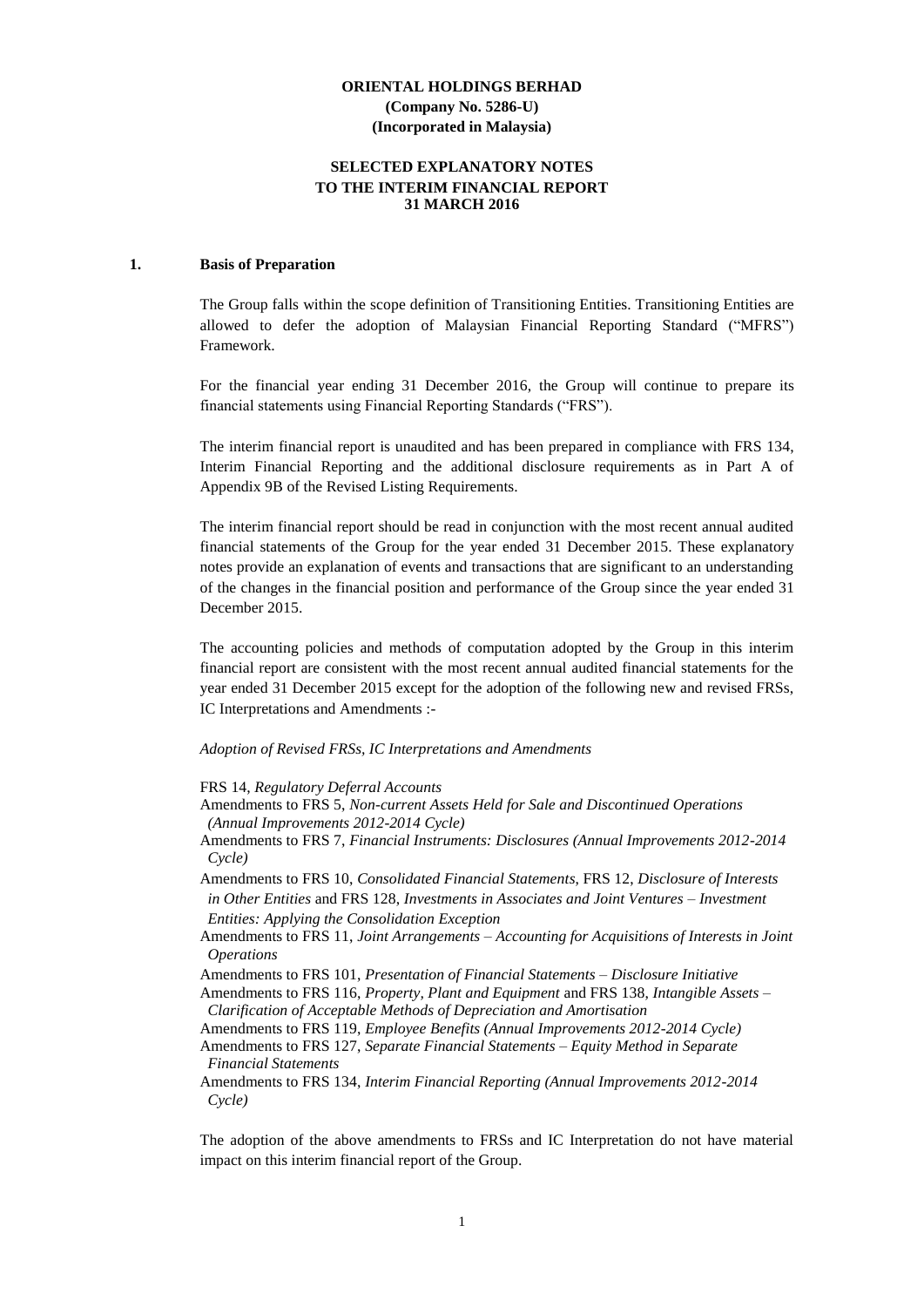**ORIENTAL HOLDINGS BERHAD**
**(Company No. 5286-U)**
**(Incorporated in Malaysia)**

**SELECTED EXPLANATORY NOTES**
**TO THE INTERIM FINANCIAL REPORT**
**31 MARCH 2016**

## 1. Basis of Preparation

The Group falls within the scope definition of Transitioning Entities. Transitioning Entities are allowed to defer the adoption of Malaysian Financial Reporting Standard ("MFRS") Framework.

For the financial year ending 31 December 2016, the Group will continue to prepare its financial statements using Financial Reporting Standards ("FRS").

The interim financial report is unaudited and has been prepared in compliance with FRS 134, Interim Financial Reporting and the additional disclosure requirements as in Part A of Appendix 9B of the Revised Listing Requirements.

The interim financial report should be read in conjunction with the most recent annual audited financial statements of the Group for the year ended 31 December 2015. These explanatory notes provide an explanation of events and transactions that are significant to an understanding of the changes in the financial position and performance of the Group since the year ended 31 December 2015.

The accounting policies and methods of computation adopted by the Group in this interim financial report are consistent with the most recent annual audited financial statements for the year ended 31 December 2015 except for the adoption of the following new and revised FRSs, IC Interpretations and Amendments :-

*Adoption of Revised FRSs, IC Interpretations and Amendments*

FRS 14, *Regulatory Deferral Accounts*
Amendments to FRS 5, *Non-current Assets Held for Sale and Discontinued Operations (Annual Improvements 2012-2014 Cycle)*
Amendments to FRS 7, *Financial Instruments: Disclosures (Annual Improvements 2012-2014 Cycle)*
Amendments to FRS 10, *Consolidated Financial Statements*, FRS 12, *Disclosure of Interests in Other Entities* and FRS 128, *Investments in Associates and Joint Ventures – Investment Entities: Applying the Consolidation Exception*
Amendments to FRS 11, *Joint Arrangements – Accounting for Acquisitions of Interests in Joint Operations*
Amendments to FRS 101, *Presentation of Financial Statements – Disclosure Initiative*
Amendments to FRS 116, *Property, Plant and Equipment* and FRS 138, *Intangible Assets – Clarification of Acceptable Methods of Depreciation and Amortisation*
Amendments to FRS 119, *Employee Benefits (Annual Improvements 2012-2014 Cycle)*
Amendments to FRS 127, *Separate Financial Statements – Equity Method in Separate Financial Statements*
Amendments to FRS 134, *Interim Financial Reporting (Annual Improvements 2012-2014 Cycle)*

The adoption of the above amendments to FRSs and IC Interpretation do not have material impact on this interim financial report of the Group.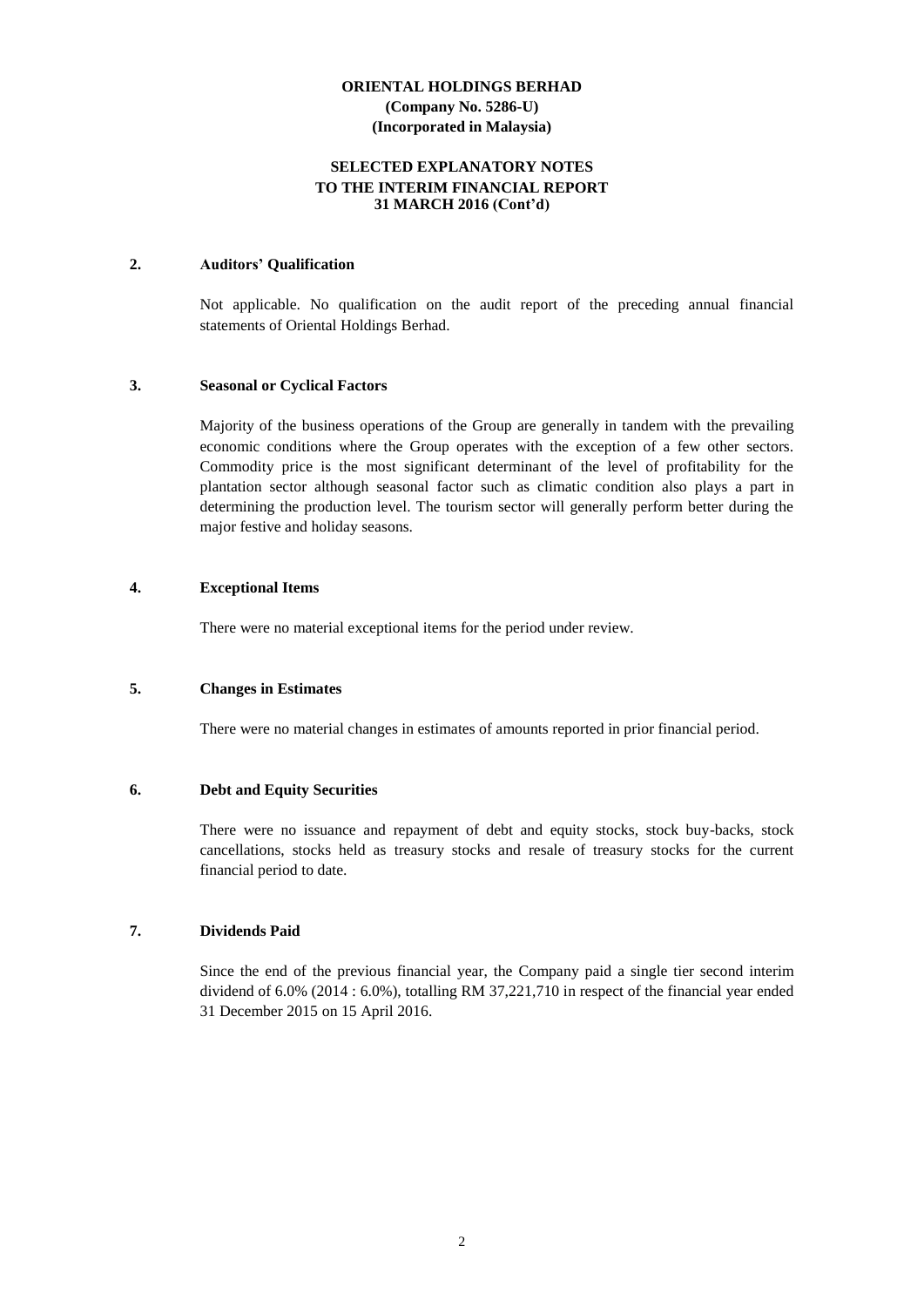**ORIENTAL HOLDINGS BERHAD**
**(Company No. 5286-U)**
**(Incorporated in Malaysia)**

**SELECTED EXPLANATORY NOTES**
**TO THE INTERIM FINANCIAL REPORT**
**31 MARCH 2016 (Cont'd)**

**2. Auditors' Qualification**

Not applicable. No qualification on the audit report of the preceding annual financial statements of Oriental Holdings Berhad.

**3. Seasonal or Cyclical Factors**

Majority of the business operations of the Group are generally in tandem with the prevailing economic conditions where the Group operates with the exception of a few other sectors. Commodity price is the most significant determinant of the level of profitability for the plantation sector although seasonal factor such as climatic condition also plays a part in determining the production level. The tourism sector will generally perform better during the major festive and holiday seasons.

**4. Exceptional Items**

There were no material exceptional items for the period under review.

**5. Changes in Estimates**

There were no material changes in estimates of amounts reported in prior financial period.

**6. Debt and Equity Securities**

There were no issuance and repayment of debt and equity stocks, stock buy-backs, stock cancellations, stocks held as treasury stocks and resale of treasury stocks for the current financial period to date.

**7. Dividends Paid**

Since the end of the previous financial year, the Company paid a single tier second interim dividend of 6.0% (2014 : 6.0%), totalling RM 37,221,710 in respect of the financial year ended 31 December 2015 on 15 April 2016.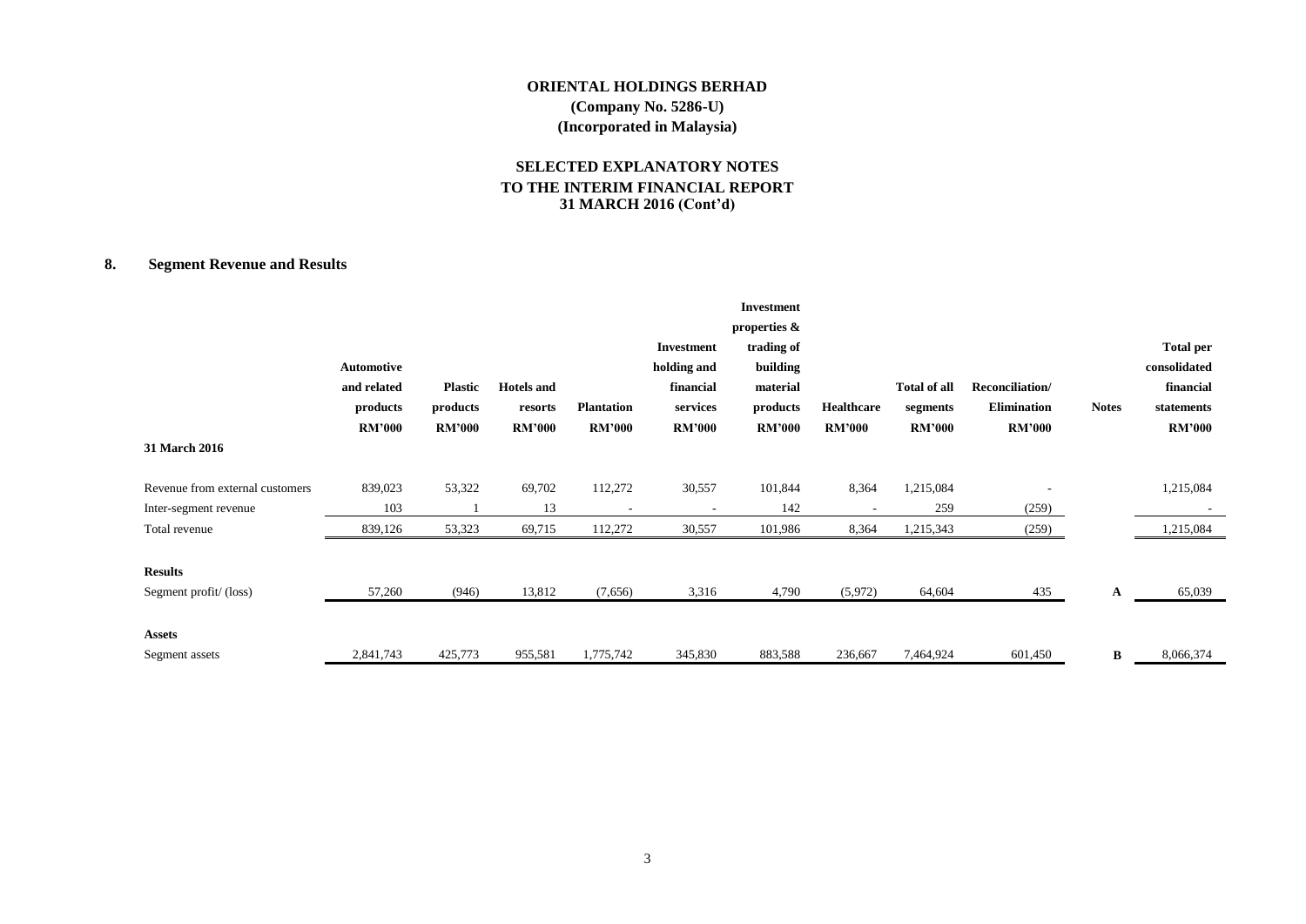**ORIENTAL HOLDINGS BERHAD**
**(Company No. 5286-U)**
**(Incorporated in Malaysia)**

**SELECTED EXPLANATORY NOTES**
**TO THE INTERIM FINANCIAL REPORT**
**31 MARCH 2016 (Cont'd)**

## 8. Segment Revenue and Results

| | Automotive and related products RM'000 | Plastic products RM'000 | Hotels and resorts RM'000 | Plantation RM'000 | Investment holding and financial services RM'000 | Investment properties & trading of building material products RM'000 | Healthcare RM'000 | Total of all segments RM'000 | Reconciliation/ Elimination RM'000 | Notes | Total per consolidated financial statements RM'000 |
|---|---|---|---|---|---|---|---|---|---|---|---|
| **31 March 2016** | | | | | | | | | | | |
| Revenue from external customers | 839,023 | 53,322 | 69,702 | 112,272 | 30,557 | 101,844 | 8,364 | 1,215,084 | - | | 1,215,084 |
| Inter-segment revenue | 103 | 1 | 13 | - | - | 142 | - | 259 | (259) | | - |
| Total revenue | 839,126 | 53,323 | 69,715 | 112,272 | 30,557 | 101,986 | 8,364 | 1,215,343 | (259) | | 1,215,084 |
| **Results** | | | | | | | | | | | |
| Segment profit/ (loss) | 57,260 | (946) | 13,812 | (7,656) | 3,316 | 4,790 | (5,972) | 64,604 | 435 | A | 65,039 |
| **Assets** | | | | | | | | | | | |
| Segment assets | 2,841,743 | 425,773 | 955,581 | 1,775,742 | 345,830 | 883,588 | 236,667 | 7,464,924 | 601,450 | B | 8,066,374 |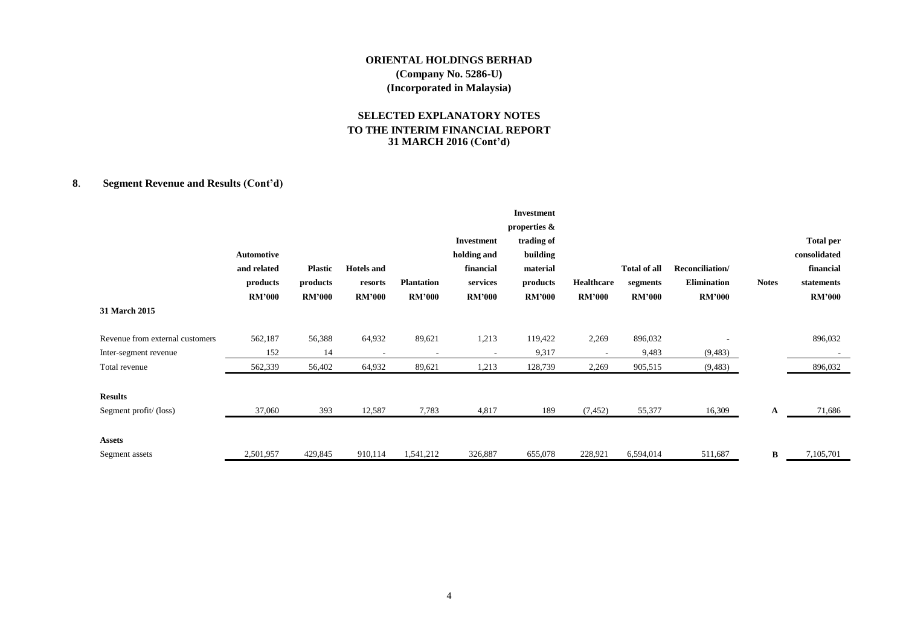**ORIENTAL HOLDINGS BERHAD**
**(Company No. 5286-U)**
**(Incorporated in Malaysia)**

**SELECTED EXPLANATORY NOTES**
**TO THE INTERIM FINANCIAL REPORT**
**31 MARCH 2016 (Cont'd)**

## 8. Segment Revenue and Results (Cont'd)

| | Automotive and related products RM'000 | Plastic products RM'000 | Hotels and resorts RM'000 | Plantation RM'000 | Investment holding and financial services RM'000 | Investment properties & trading of building material products RM'000 | Healthcare RM'000 | Total of all segments RM'000 | Reconciliation/ Elimination RM'000 | Notes | Total per consolidated financial statements RM'000 |
|---|---|---|---|---|---|---|---|---|---|---|---|
| **31 March 2015** | | | | | | | | | | | |
| Revenue from external customers | 562,187 | 56,388 | 64,932 | 89,621 | 1,213 | 119,422 | 2,269 | 896,032 | - | | 896,032 |
| Inter-segment revenue | 152 | 14 | - | - | - | 9,317 | - | 9,483 | (9,483) | | - |
| Total revenue | 562,339 | 56,402 | 64,932 | 89,621 | 1,213 | 128,739 | 2,269 | 905,515 | (9,483) | | 896,032 |
| **Results** | | | | | | | | | | | |
| Segment profit/ (loss) | 37,060 | 393 | 12,587 | 7,783 | 4,817 | 189 | (7,452) | 55,377 | 16,309 | A | 71,686 |
| **Assets** | | | | | | | | | | | |
| Segment assets | 2,501,957 | 429,845 | 910,114 | 1,541,212 | 326,887 | 655,078 | 228,921 | 6,594,014 | 511,687 | B | 7,105,701 |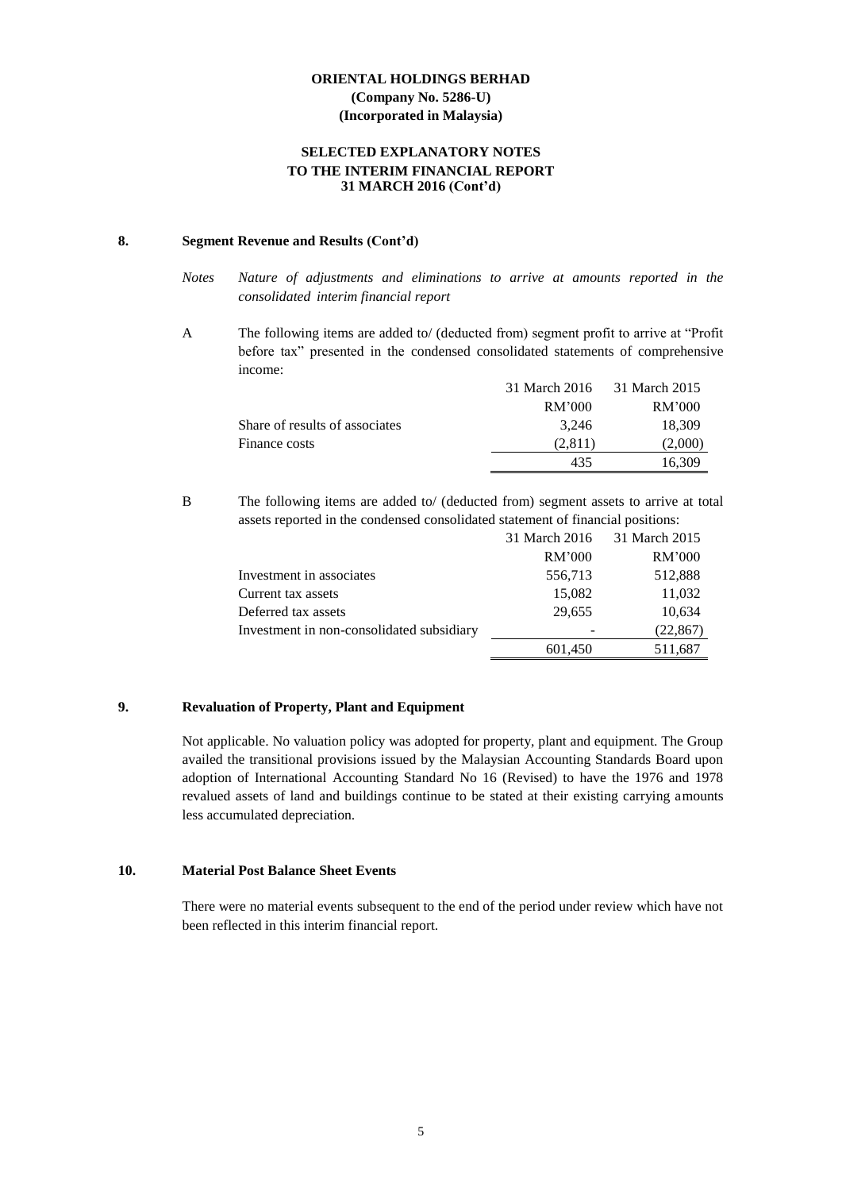**ORIENTAL HOLDINGS BERHAD**
**(Company No. 5286-U)**
**(Incorporated in Malaysia)**

**SELECTED EXPLANATORY NOTES**
**TO THE INTERIM FINANCIAL REPORT**
**31 MARCH 2016 (Cont'd)**

## 8. Segment Revenue and Results (Cont'd)

*Notes* *Nature of adjustments and eliminations to arrive at amounts reported in the consolidated interim financial report*

A The following items are added to/ (deducted from) segment profit to arrive at "Profit before tax" presented in the condensed consolidated statements of comprehensive income:

| | 31 March 2016 | 31 March 2015 |
|---|---|---|
| | RM'000 | RM'000 |
| Share of results of associates | 3,246 | 18,309 |
| Finance costs | (2,811) | (2,000) |
| | 435 | 16,309 |

B The following items are added to/ (deducted from) segment assets to arrive at total assets reported in the condensed consolidated statement of financial positions:

| | 31 March 2016 | 31 March 2015 |
|---|---|---|
| | RM'000 | RM'000 |
| Investment in associates | 556,713 | 512,888 |
| Current tax assets | 15,082 | 11,032 |
| Deferred tax assets | 29,655 | 10,634 |
| Investment in non-consolidated subsidiary | - | (22,867) |
| | 601,450 | 511,687 |

## 9. Revaluation of Property, Plant and Equipment

Not applicable. No valuation policy was adopted for property, plant and equipment. The Group availed the transitional provisions issued by the Malaysian Accounting Standards Board upon adoption of International Accounting Standard No 16 (Revised) to have the 1976 and 1978 revalued assets of land and buildings continue to be stated at their existing carrying amounts less accumulated depreciation.

## 10. Material Post Balance Sheet Events

There were no material events subsequent to the end of the period under review which have not been reflected in this interim financial report.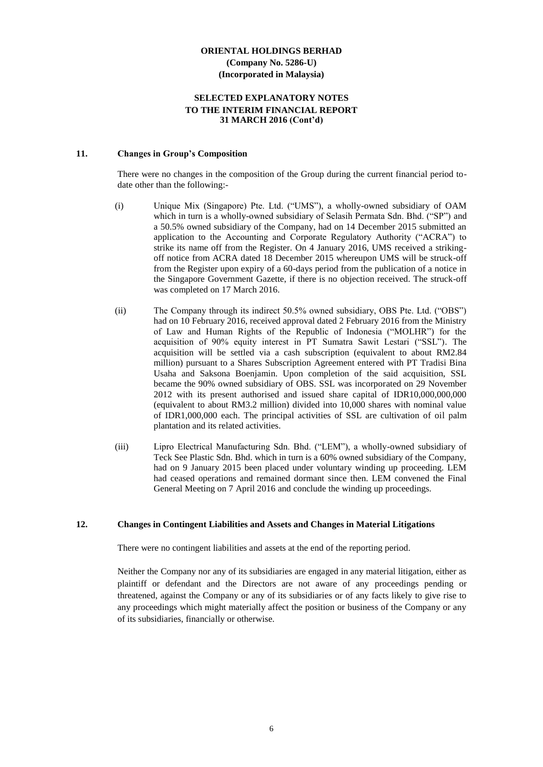**ORIENTAL HOLDINGS BERHAD**
**(Company No. 5286-U)**
**(Incorporated in Malaysia)**

**SELECTED EXPLANATORY NOTES**
**TO THE INTERIM FINANCIAL REPORT**
**31 MARCH 2016 (Cont'd)**

## 11. Changes in Group's Composition

There were no changes in the composition of the Group during the current financial period to-date other than the following:-

(i) Unique Mix (Singapore) Pte. Ltd. ("UMS"), a wholly-owned subsidiary of OAM which in turn is a wholly-owned subsidiary of Selasih Permata Sdn. Bhd. ("SP") and a 50.5% owned subsidiary of the Company, had on 14 December 2015 submitted an application to the Accounting and Corporate Regulatory Authority ("ACRA") to strike its name off from the Register. On 4 January 2016, UMS received a striking-off notice from ACRA dated 18 December 2015 whereupon UMS will be struck-off from the Register upon expiry of a 60-days period from the publication of a notice in the Singapore Government Gazette, if there is no objection received. The struck-off was completed on 17 March 2016.

(ii) The Company through its indirect 50.5% owned subsidiary, OBS Pte. Ltd. ("OBS") had on 10 February 2016, received approval dated 2 February 2016 from the Ministry of Law and Human Rights of the Republic of Indonesia ("MOLHR") for the acquisition of 90% equity interest in PT Sumatra Sawit Lestari ("SSL"). The acquisition will be settled via a cash subscription (equivalent to about RM2.84 million) pursuant to a Shares Subscription Agreement entered with PT Tradisi Bina Usaha and Saksona Boenjamin. Upon completion of the said acquisition, SSL became the 90% owned subsidiary of OBS. SSL was incorporated on 29 November 2012 with its present authorised and issued share capital of IDR10,000,000,000 (equivalent to about RM3.2 million) divided into 10,000 shares with nominal value of IDR1,000,000 each. The principal activities of SSL are cultivation of oil palm plantation and its related activities.

(iii) Lipro Electrical Manufacturing Sdn. Bhd. ("LEM"), a wholly-owned subsidiary of Teck See Plastic Sdn. Bhd. which in turn is a 60% owned subsidiary of the Company, had on 9 January 2015 been placed under voluntary winding up proceeding. LEM had ceased operations and remained dormant since then. LEM convened the Final General Meeting on 7 April 2016 and conclude the winding up proceedings.

## 12. Changes in Contingent Liabilities and Assets and Changes in Material Litigations

There were no contingent liabilities and assets at the end of the reporting period.

Neither the Company nor any of its subsidiaries are engaged in any material litigation, either as plaintiff or defendant and the Directors are not aware of any proceedings pending or threatened, against the Company or any of its subsidiaries or of any facts likely to give rise to any proceedings which might materially affect the position or business of the Company or any of its subsidiaries, financially or otherwise.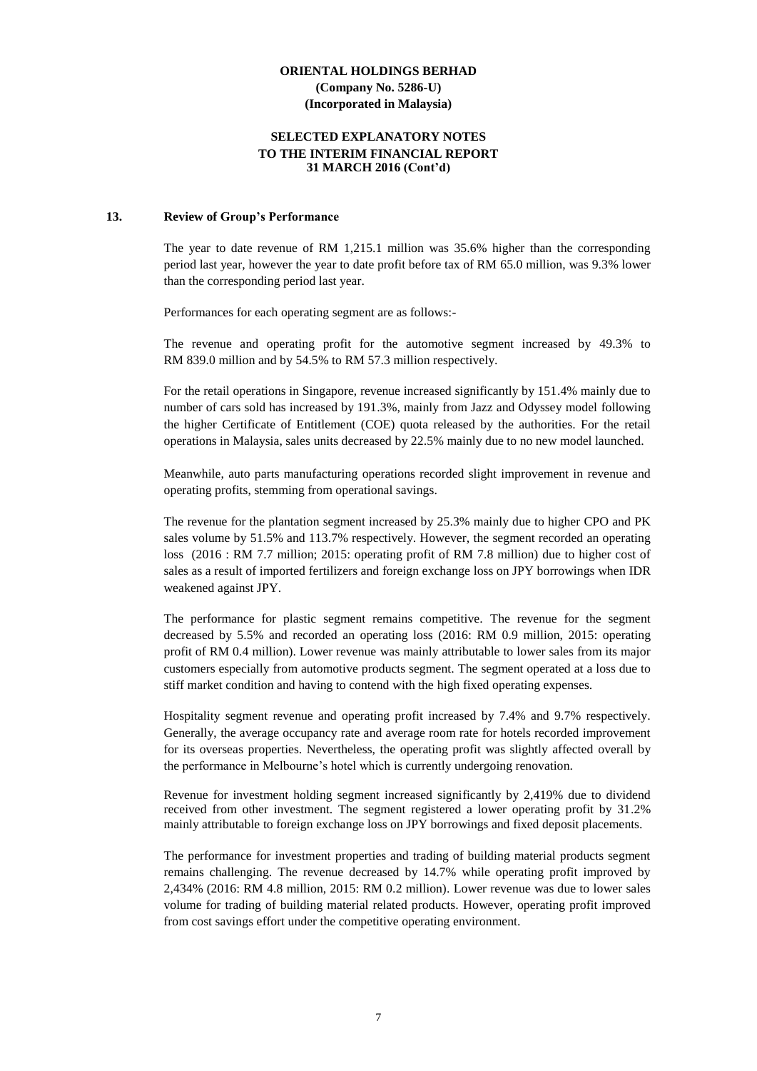**ORIENTAL HOLDINGS BERHAD**
**(Company No. 5286-U)**
**(Incorporated in Malaysia)**

**SELECTED EXPLANATORY NOTES**
**TO THE INTERIM FINANCIAL REPORT**
**31 MARCH 2016 (Cont'd)**

## 13. Review of Group's Performance

The year to date revenue of RM 1,215.1 million was 35.6% higher than the corresponding period last year, however the year to date profit before tax of RM 65.0 million, was 9.3% lower than the corresponding period last year.

Performances for each operating segment are as follows:-

The revenue and operating profit for the automotive segment increased by 49.3% to RM 839.0 million and by 54.5% to RM 57.3 million respectively.

For the retail operations in Singapore, revenue increased significantly by 151.4% mainly due to number of cars sold has increased by 191.3%, mainly from Jazz and Odyssey model following the higher Certificate of Entitlement (COE) quota released by the authorities. For the retail operations in Malaysia, sales units decreased by 22.5% mainly due to no new model launched.

Meanwhile, auto parts manufacturing operations recorded slight improvement in revenue and operating profits, stemming from operational savings.

The revenue for the plantation segment increased by 25.3% mainly due to higher CPO and PK sales volume by 51.5% and 113.7% respectively. However, the segment recorded an operating loss (2016 : RM 7.7 million; 2015: operating profit of RM 7.8 million) due to higher cost of sales as a result of imported fertilizers and foreign exchange loss on JPY borrowings when IDR weakened against JPY.

The performance for plastic segment remains competitive. The revenue for the segment decreased by 5.5% and recorded an operating loss (2016: RM 0.9 million, 2015: operating profit of RM 0.4 million). Lower revenue was mainly attributable to lower sales from its major customers especially from automotive products segment. The segment operated at a loss due to stiff market condition and having to contend with the high fixed operating expenses.

Hospitality segment revenue and operating profit increased by 7.4% and 9.7% respectively. Generally, the average occupancy rate and average room rate for hotels recorded improvement for its overseas properties. Nevertheless, the operating profit was slightly affected overall by the performance in Melbourne's hotel which is currently undergoing renovation.

Revenue for investment holding segment increased significantly by 2,419% due to dividend received from other investment. The segment registered a lower operating profit by 31.2% mainly attributable to foreign exchange loss on JPY borrowings and fixed deposit placements.

The performance for investment properties and trading of building material products segment remains challenging. The revenue decreased by 14.7% while operating profit improved by 2,434% (2016: RM 4.8 million, 2015: RM 0.2 million). Lower revenue was due to lower sales volume for trading of building material related products. However, operating profit improved from cost savings effort under the competitive operating environment.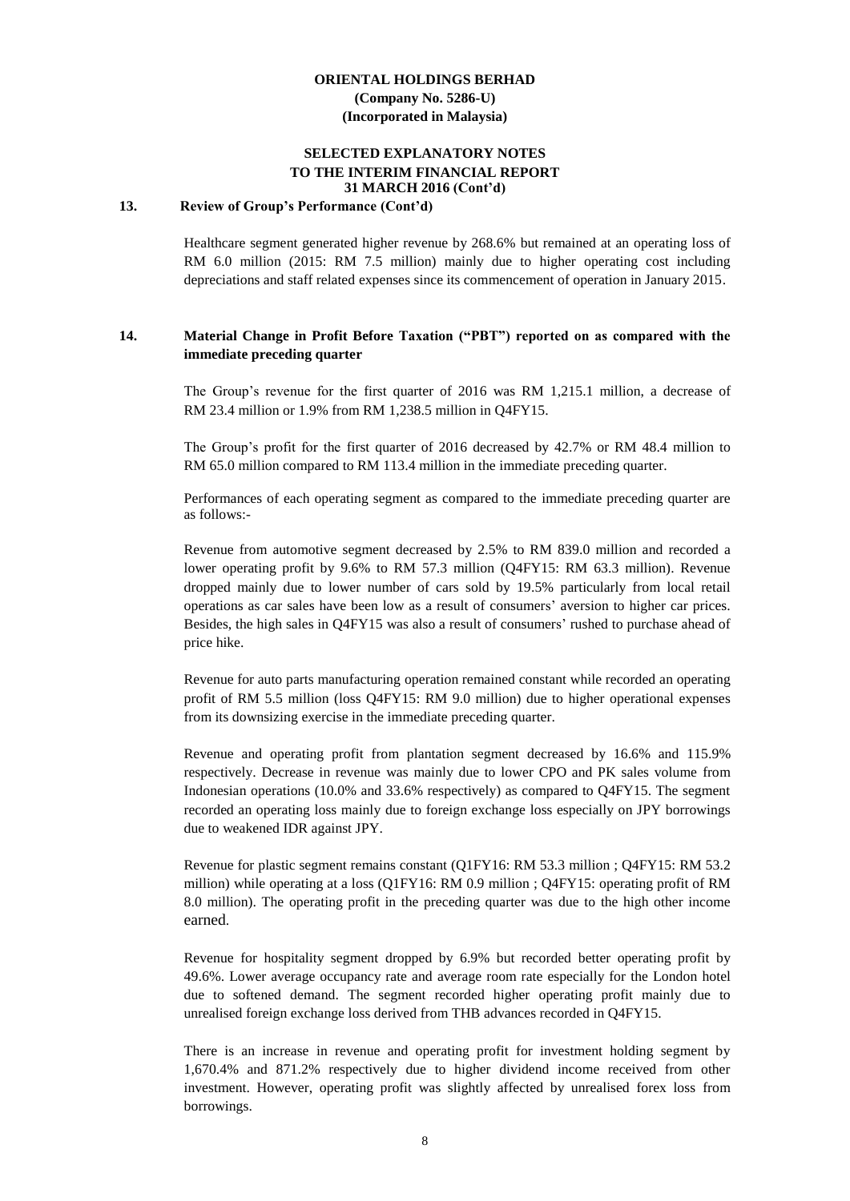**ORIENTAL HOLDINGS BERHAD**
**(Company No. 5286-U)**
**(Incorporated in Malaysia)**

**SELECTED EXPLANATORY NOTES**
**TO THE INTERIM FINANCIAL REPORT**
**31 MARCH 2016 (Cont'd)**

**13. Review of Group's Performance (Cont'd)**

Healthcare segment generated higher revenue by 268.6% but remained at an operating loss of RM 6.0 million (2015: RM 7.5 million) mainly due to higher operating cost including depreciations and staff related expenses since its commencement of operation in January 2015.

**14. Material Change in Profit Before Taxation ("PBT") reported on as compared with the immediate preceding quarter**

The Group's revenue for the first quarter of 2016 was RM 1,215.1 million, a decrease of RM 23.4 million or 1.9% from RM 1,238.5 million in Q4FY15.

The Group's profit for the first quarter of 2016 decreased by 42.7% or RM 48.4 million to RM 65.0 million compared to RM 113.4 million in the immediate preceding quarter.

Performances of each operating segment as compared to the immediate preceding quarter are as follows:-

Revenue from automotive segment decreased by 2.5% to RM 839.0 million and recorded a lower operating profit by 9.6% to RM 57.3 million (Q4FY15: RM 63.3 million). Revenue dropped mainly due to lower number of cars sold by 19.5% particularly from local retail operations as car sales have been low as a result of consumers' aversion to higher car prices. Besides, the high sales in Q4FY15 was also a result of consumers' rushed to purchase ahead of price hike.

Revenue for auto parts manufacturing operation remained constant while recorded an operating profit of RM 5.5 million (loss Q4FY15: RM 9.0 million) due to higher operational expenses from its downsizing exercise in the immediate preceding quarter.

Revenue and operating profit from plantation segment decreased by 16.6% and 115.9% respectively. Decrease in revenue was mainly due to lower CPO and PK sales volume from Indonesian operations (10.0% and 33.6% respectively) as compared to Q4FY15. The segment recorded an operating loss mainly due to foreign exchange loss especially on JPY borrowings due to weakened IDR against JPY.

Revenue for plastic segment remains constant (Q1FY16: RM 53.3 million ; Q4FY15: RM 53.2 million) while operating at a loss (Q1FY16: RM 0.9 million ; Q4FY15: operating profit of RM 8.0 million). The operating profit in the preceding quarter was due to the high other income earned.

Revenue for hospitality segment dropped by 6.9% but recorded better operating profit by 49.6%. Lower average occupancy rate and average room rate especially for the London hotel due to softened demand. The segment recorded higher operating profit mainly due to unrealised foreign exchange loss derived from THB advances recorded in Q4FY15.

There is an increase in revenue and operating profit for investment holding segment by 1,670.4% and 871.2% respectively due to higher dividend income received from other investment. However, operating profit was slightly affected by unrealised forex loss from borrowings.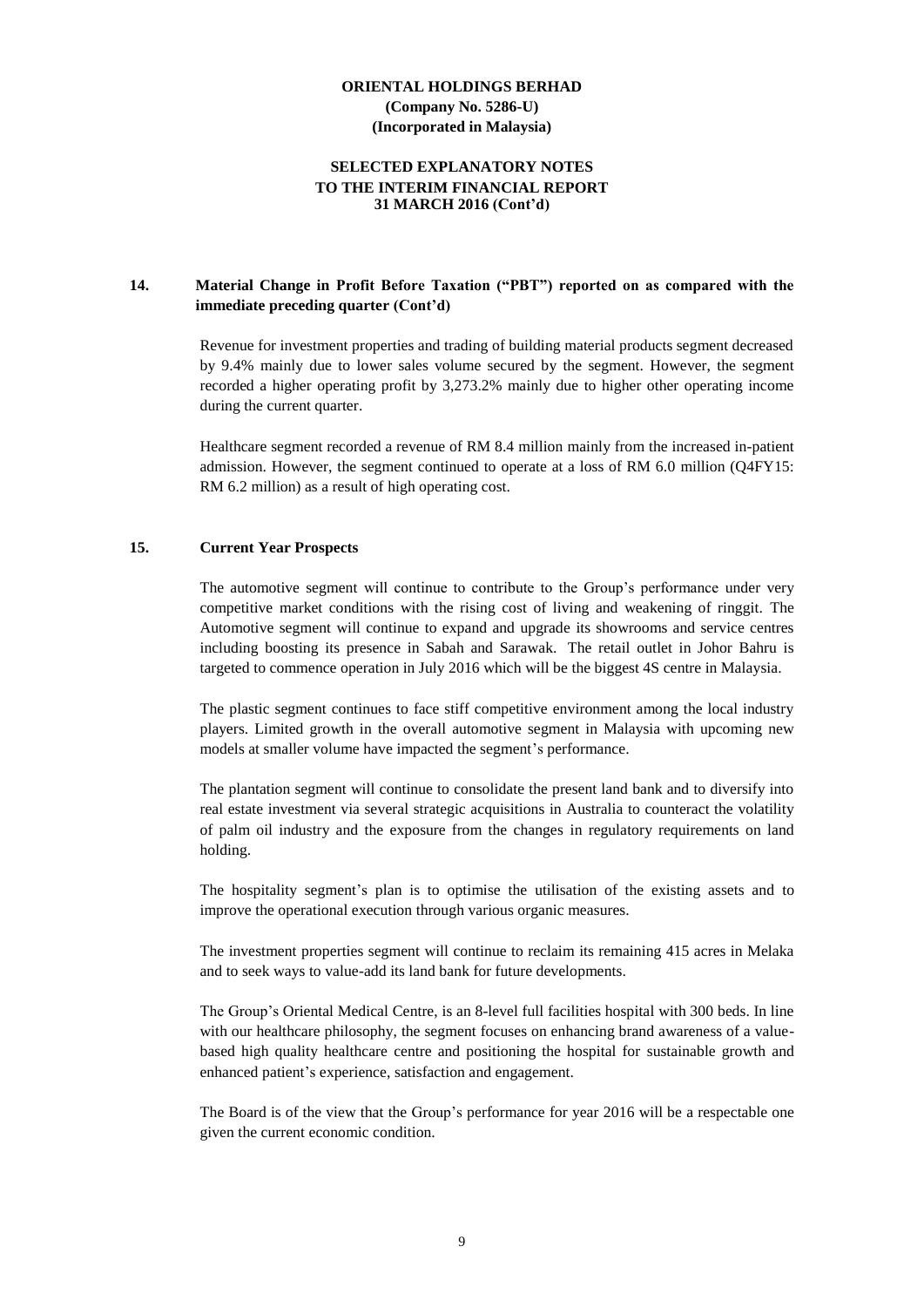## 14. Material Change in Profit Before Taxation ("PBT") reported on as compared with the immediate preceding quarter (Cont'd)

Revenue for investment properties and trading of building material products segment decreased by 9.4% mainly due to lower sales volume secured by the segment. However, the segment recorded a higher operating profit by 3,273.2% mainly due to higher other operating income during the current quarter.

Healthcare segment recorded a revenue of RM 8.4 million mainly from the increased in-patient admission. However, the segment continued to operate at a loss of RM 6.0 million (Q4FY15: RM 6.2 million) as a result of high operating cost.

## 15. Current Year Prospects

The automotive segment will continue to contribute to the Group's performance under very competitive market conditions with the rising cost of living and weakening of ringgit. The Automotive segment will continue to expand and upgrade its showrooms and service centres including boosting its presence in Sabah and Sarawak. The retail outlet in Johor Bahru is targeted to commence operation in July 2016 which will be the biggest 4S centre in Malaysia.

The plastic segment continues to face stiff competitive environment among the local industry players. Limited growth in the overall automotive segment in Malaysia with upcoming new models at smaller volume have impacted the segment's performance.

The plantation segment will continue to consolidate the present land bank and to diversify into real estate investment via several strategic acquisitions in Australia to counteract the volatility of palm oil industry and the exposure from the changes in regulatory requirements on land holding.

The hospitality segment's plan is to optimise the utilisation of the existing assets and to improve the operational execution through various organic measures.

The investment properties segment will continue to reclaim its remaining 415 acres in Melaka and to seek ways to value-add its land bank for future developments.

The Group's Oriental Medical Centre, is an 8-level full facilities hospital with 300 beds. In line with our healthcare philosophy, the segment focuses on enhancing brand awareness of a value-based high quality healthcare centre and positioning the hospital for sustainable growth and enhanced patient's experience, satisfaction and engagement.

The Board is of the view that the Group's performance for year 2016 will be a respectable one given the current economic condition.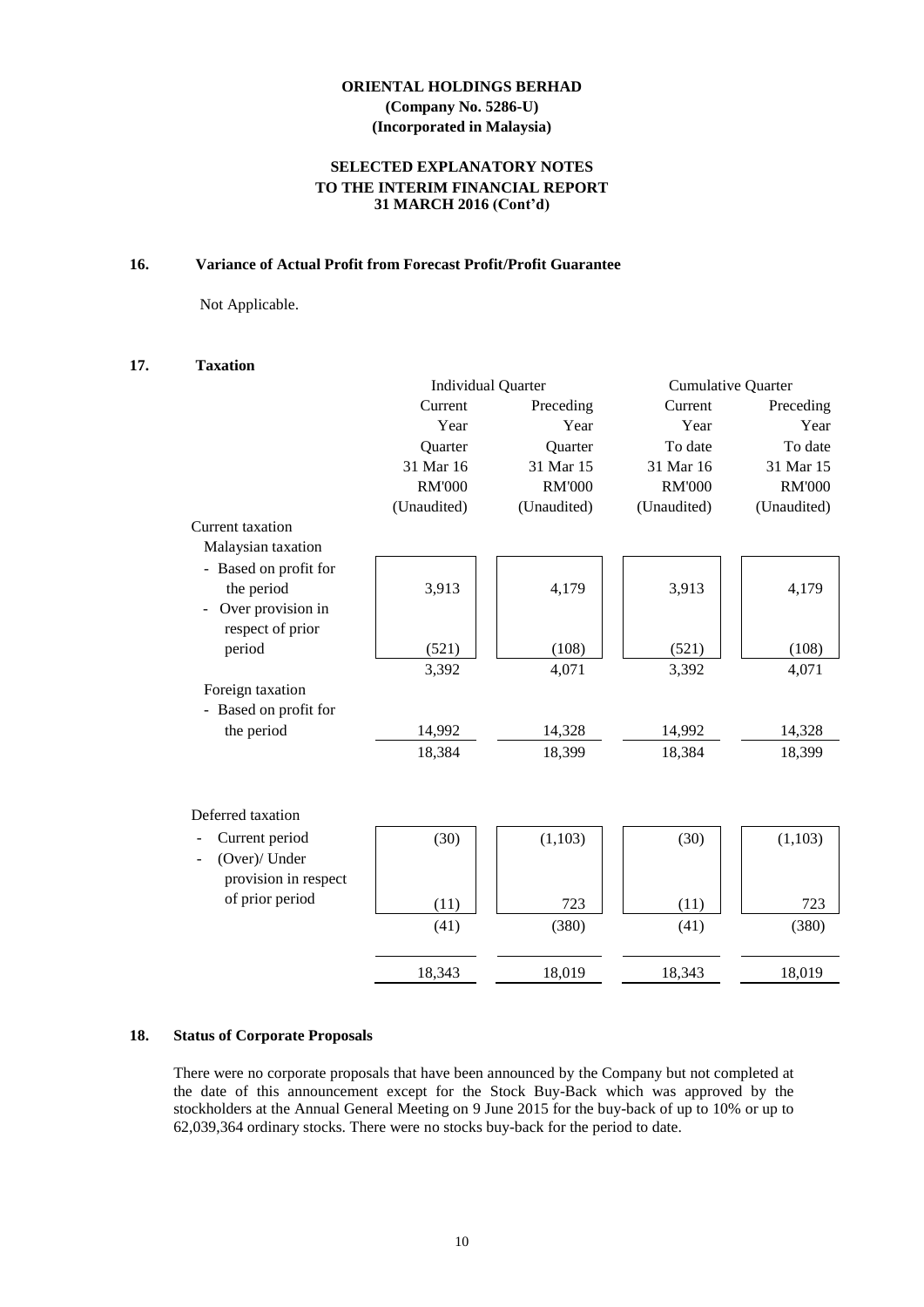**ORIENTAL HOLDINGS BERHAD**
**(Company No. 5286-U)**
**(Incorporated in Malaysia)**

**SELECTED EXPLANATORY NOTES**
**TO THE INTERIM FINANCIAL REPORT**
**31 MARCH 2016 (Cont'd)**

## 16. Variance of Actual Profit from Forecast Profit/Profit Guarantee

Not Applicable.

## 17. Taxation

| | Individual Quarter | | Cumulative Quarter | |
|---|---|---|---|---|
| | Current Year Quarter 31 Mar 16 RM'000 (Unaudited) | Preceding Year Quarter 31 Mar 15 RM'000 (Unaudited) | Current Year To date 31 Mar 16 RM'000 (Unaudited) | Preceding Year To date 31 Mar 15 RM'000 (Unaudited) |
| Current taxation | | | | |
| Malaysian taxation | | | | |
| - Based on profit for the period | 3,913 | 4,179 | 3,913 | 4,179 |
| - Over provision in respect of prior period | (521) | (108) | (521) | (108) |
| | 3,392 | 4,071 | 3,392 | 4,071 |
| Foreign taxation | | | | |
| - Based on profit for the period | 14,992 | 14,328 | 14,992 | 14,328 |
| | 18,384 | 18,399 | 18,384 | 18,399 |
| Deferred taxation | | | | |
| - Current period | (30) | (1,103) | (30) | (1,103) |
| - (Over)/ Under provision in respect of prior period | (11) | 723 | (11) | 723 |
| | (41) | (380) | (41) | (380) |
| | 18,343 | 18,019 | 18,343 | 18,019 |

## 18. Status of Corporate Proposals

There were no corporate proposals that have been announced by the Company but not completed at the date of this announcement except for the Stock Buy-Back which was approved by the stockholders at the Annual General Meeting on 9 June 2015 for the buy-back of up to 10% or up to 62,039,364 ordinary stocks. There were no stocks buy-back for the period to date.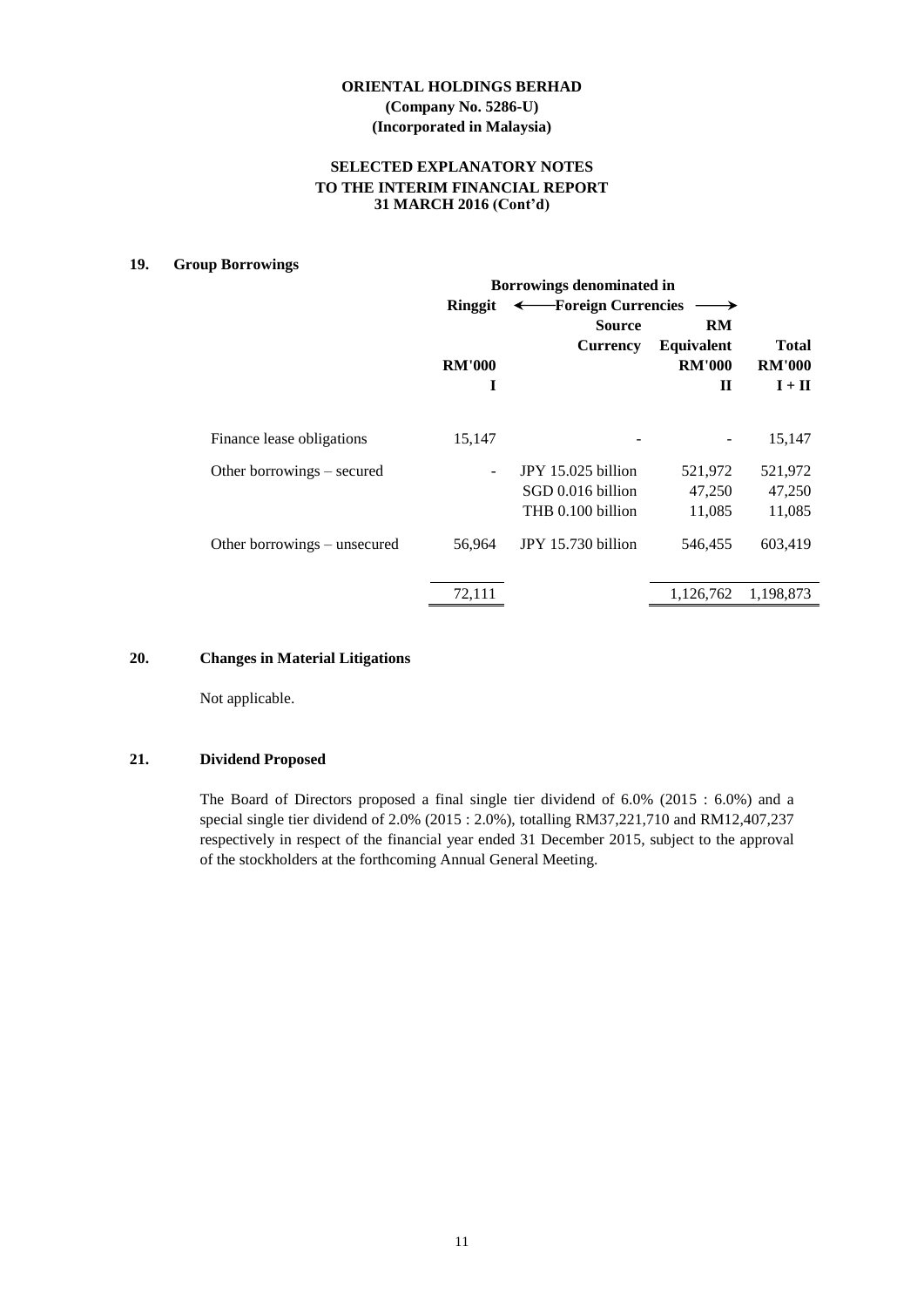**ORIENTAL HOLDINGS BERHAD**
**(Company No. 5286-U)**
**(Incorporated in Malaysia)**

**SELECTED EXPLANATORY NOTES**
**TO THE INTERIM FINANCIAL REPORT**
**31 MARCH 2016 (Cont'd)**

## 19. Group Borrowings

| | Borrowings denominated in | | | |
|---|---|---|---|---|
| | Ringgit | ← Foreign Currencies → | | |
| | | Source Currency | RM Equivalent | Total |
| | RM'000 | | RM'000 | RM'000 |
| | I | | II | I + II |
| Finance lease obligations | 15,147 | - | - | 15,147 |
| Other borrowings – secured | - | JPY 15.025 billion | 521,972 | 521,972 |
| | | SGD 0.016 billion | 47,250 | 47,250 |
| | | THB 0.100 billion | 11,085 | 11,085 |
| Other borrowings – unsecured | 56,964 | JPY 15.730 billion | 546,455 | 603,419 |
| | 72,111 | | 1,126,762 | 1,198,873 |

## 20. Changes in Material Litigations

Not applicable.

## 21. Dividend Proposed

The Board of Directors proposed a final single tier dividend of 6.0% (2015 : 6.0%) and a special single tier dividend of 2.0% (2015 : 2.0%), totalling RM37,221,710 and RM12,407,237 respectively in respect of the financial year ended 31 December 2015, subject to the approval of the stockholders at the forthcoming Annual General Meeting.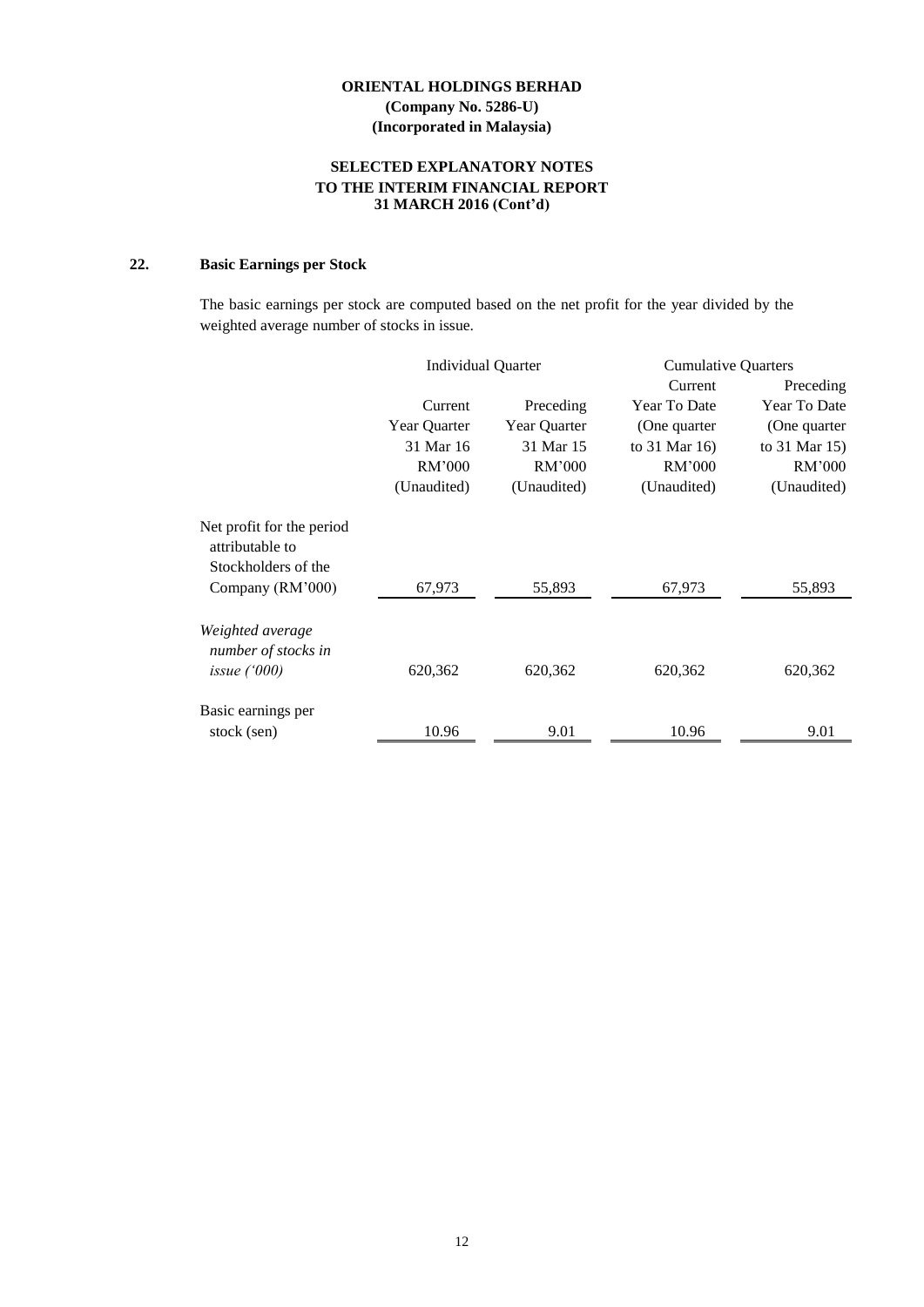**ORIENTAL HOLDINGS BERHAD**
**(Company No. 5286-U)**
**(Incorporated in Malaysia)**

**SELECTED EXPLANATORY NOTES**
**TO THE INTERIM FINANCIAL REPORT**
**31 MARCH 2016 (Cont'd)**

## 22. Basic Earnings per Stock

The basic earnings per stock are computed based on the net profit for the year divided by the weighted average number of stocks in issue.

| | Individual Quarter | | Cumulative Quarters | |
|---|---|---|---|---|
| | Current Year Quarter 31 Mar 16 RM'000 (Unaudited) | Preceding Year Quarter 31 Mar 15 RM'000 (Unaudited) | Current Year To Date (One quarter to 31 Mar 16) RM'000 (Unaudited) | Preceding Year To Date (One quarter to 31 Mar 15) RM'000 (Unaudited) |
| Net profit for the period attributable to Stockholders of the Company (RM'000) | 67,973 | 55,893 | 67,973 | 55,893 |
| *Weighted average number of stocks in issue ('000)* | 620,362 | 620,362 | 620,362 | 620,362 |
| Basic earnings per stock (sen) | 10.96 | 9.01 | 10.96 | 9.01 |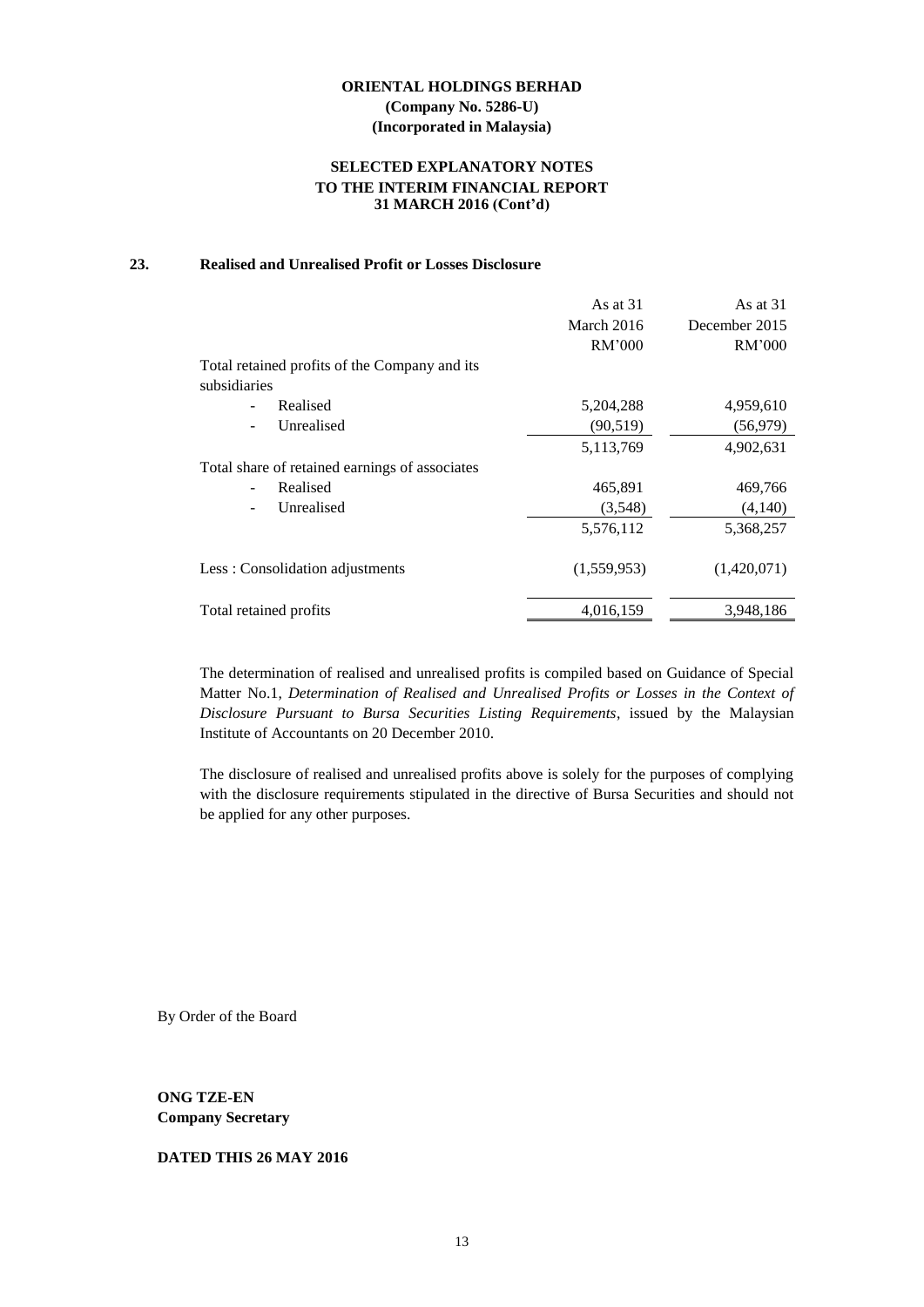**ORIENTAL HOLDINGS BERHAD**
**(Company No. 5286-U)**
**(Incorporated in Malaysia)**

**SELECTED EXPLANATORY NOTES**
**TO THE INTERIM FINANCIAL REPORT**
**31 MARCH 2016 (Cont'd)**

## 23. Realised and Unrealised Profit or Losses Disclosure

| | As at 31 March 2016 RM'000 | As at 31 December 2015 RM'000 |
|---|---|---|
| Total retained profits of the Company and its subsidiaries | | |
| - Realised | 5,204,288 | 4,959,610 |
| - Unrealised | (90,519) | (56,979) |
| | 5,113,769 | 4,902,631 |
| Total share of retained earnings of associates | | |
| - Realised | 465,891 | 469,766 |
| - Unrealised | (3,548) | (4,140) |
| | 5,576,112 | 5,368,257 |
| Less : Consolidation adjustments | (1,559,953) | (1,420,071) |
| Total retained profits | 4,016,159 | 3,948,186 |

The determination of realised and unrealised profits is compiled based on Guidance of Special Matter No.1, *Determination of Realised and Unrealised Profits or Losses in the Context of Disclosure Pursuant to Bursa Securities Listing Requirements*, issued by the Malaysian Institute of Accountants on 20 December 2010.

The disclosure of realised and unrealised profits above is solely for the purposes of complying with the disclosure requirements stipulated in the directive of Bursa Securities and should not be applied for any other purposes.

By Order of the Board

**ONG TZE-EN**
**Company Secretary**

**DATED THIS 26 MAY 2016**